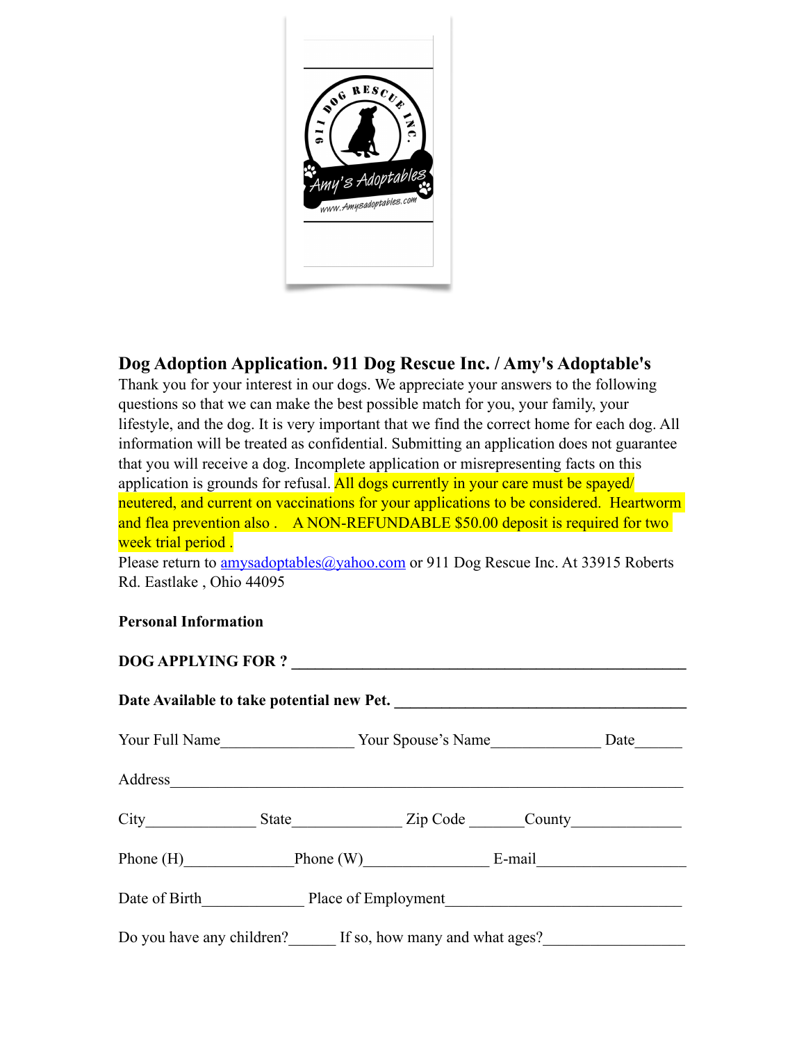## Dog Adoption Application. 911 Dog Rescue Inc. / Amy's Adoptable's

Thank you for your interest in our dogs. We appreciate your answers to the following questions so that we can make the best possible match for you, your family, your lifestyle, and the dog. It is very important that we find the correct home for each dog. All information will be treated as confidential. Submitting an application does not guarantee that you will receive a dog. Incomplete application or misrepresenting facts on this application is grounds for refusal. All dogs currently in your care must be spayed/ neutered, and current on vaccinations for your applications to be considered. Heartworm and flea prevention also . A NON-REFUNDABLE $50.00 deposit is required for two week trial period .

Please return to amysadoptables@yahoo.com or 911 Dog Rescue Inc. At 33915 Roberts Rd. Eastlake , Ohio 44095

**Personal Information**

**DOG APPLYING FOR ? ___________________________________________________**

**Date Available to take potential new Pet. ____________________________________**

Your Full Name_________________ Your Spouse's Name______________ Date______

Address___________________________________________________________________

City______________ State______________ Zip Code _______County______________

Phone (H)______________Phone (W)________________ E-mail___________________

Date of Birth_____________ Place of Employment_______________________________

Do you have any children?______ If so, how many and what ages?__________________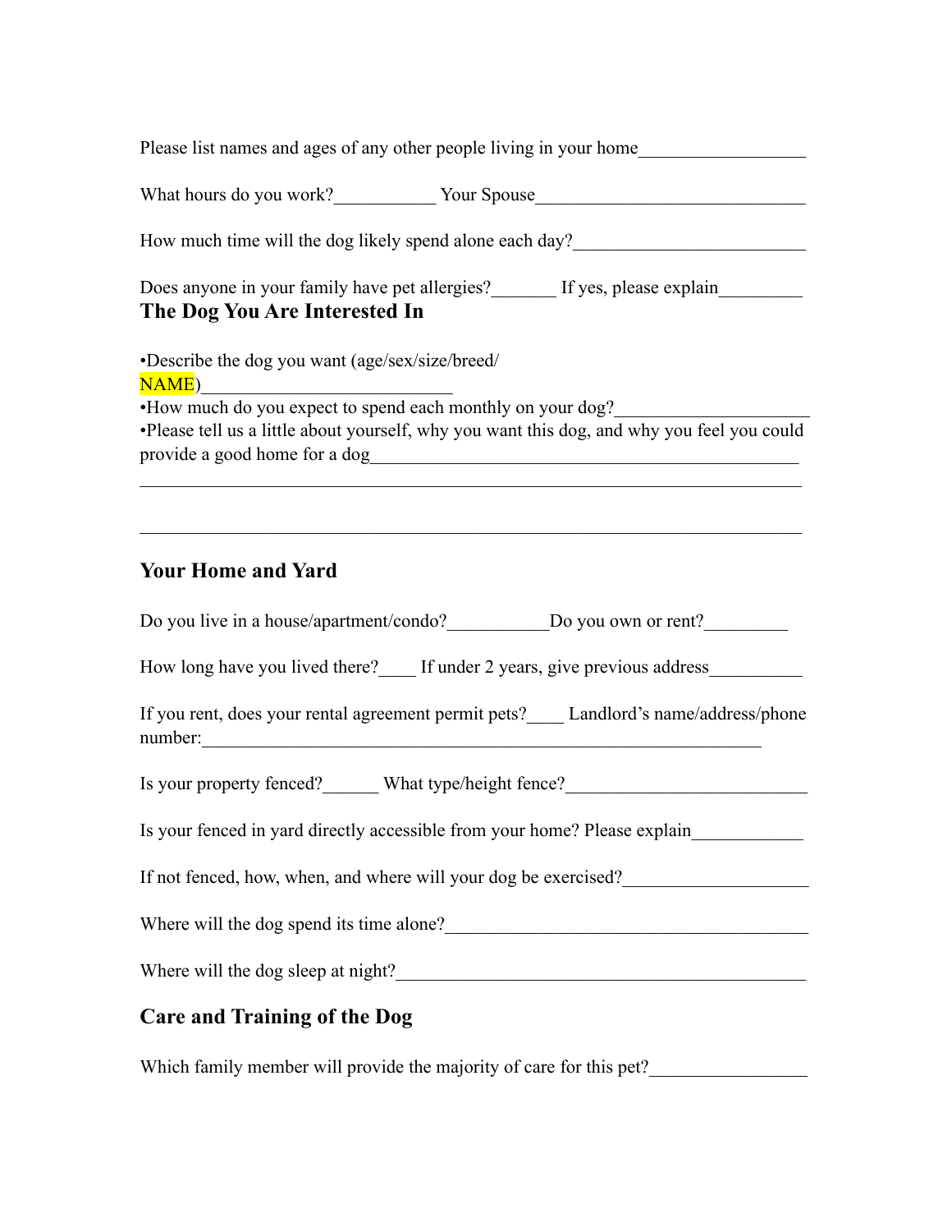Please list names and ages of any other people living in your home_________________

What hours do you work?___________ Your Spouse_____________________________

How much time will the dog likely spend alone each day?________________________

Does anyone in your family have pet allergies?_______ If yes, please explain_________

## The Dog You Are Interested In

- Describe the dog you want (age/sex/size/breed/ NAME)__________________________
- How much do you expect to spend each monthly on your dog?____________________
- Please tell us a little about yourself, why you want this dog, and why you feel you could provide a good home for a dog_______________________________________________

________________________________________________________________________

________________________________________________________________________

## Your Home and Yard

Do you live in a house/apartment/condo?___________Do you own or rent?_________

How long have you lived there?____ If under 2 years, give previous address__________

If you rent, does your rental agreement permit pets?____ Landlord's name/address/phone number:_______________________________________________________________

Is your property fenced?______ What type/height fence?__________________________

Is your fenced in yard directly accessible from your home? Please explain____________

If not fenced, how, when, and where will your dog be exercised?___________________

Where will the dog spend its time alone?_______________________________________

Where will the dog sleep at night?____________________________________________

## Care and Training of the Dog

Which family member will provide the majority of care for this pet?_________________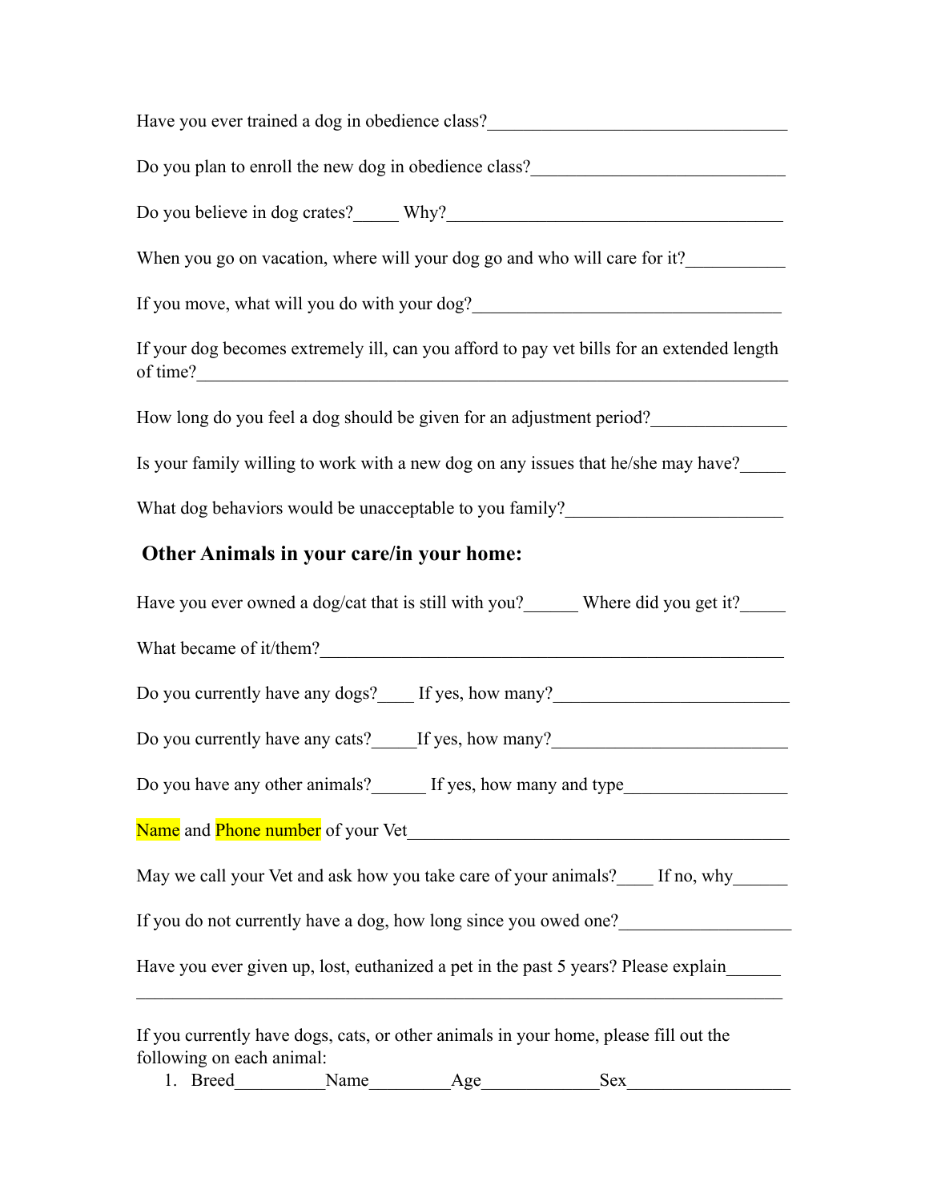Have you ever trained a dog in obedience class?_________________________________

Do you plan to enroll the new dog in obedience class?___________________________

Do you believe in dog crates?_____ Why?_____________________________________

When you go on vacation, where will your dog go and who will care for it?___________

If you move, what will you do with your dog?__________________________________

If your dog becomes extremely ill, can you afford to pay vet bills for an extended length of time?______________________________________________________________

How long do you feel a dog should be given for an adjustment period?_______________

Is your family willing to work with a new dog on any issues that he/she may have?_____

What dog behaviors would be unacceptable to you family?_______________________

## Other Animals in your care/in your home:

Have you ever owned a dog/cat that is still with you?______ Where did you get it?_____

What became of it/them?_________________________________________________

Do you currently have any dogs?____ If yes, how many?__________________________

Do you currently have any cats?_____If yes, how many?__________________________

Do you have any other animals?______ If yes, how many and type_________________

Name and Phone number of your Vet_________________________________________

May we call your Vet and ask how you take care of your animals?____ If no, why______

If you do not currently have a dog, how long since you owed one?__________________

Have you ever given up, lost, euthanized a pet in the past 5 years? Please explain______
_____________________________________________________________________

If you currently have dogs, cats, or other animals in your home, please fill out the following on each animal:

1. Breed__________Name_________Age_____________Sex__________________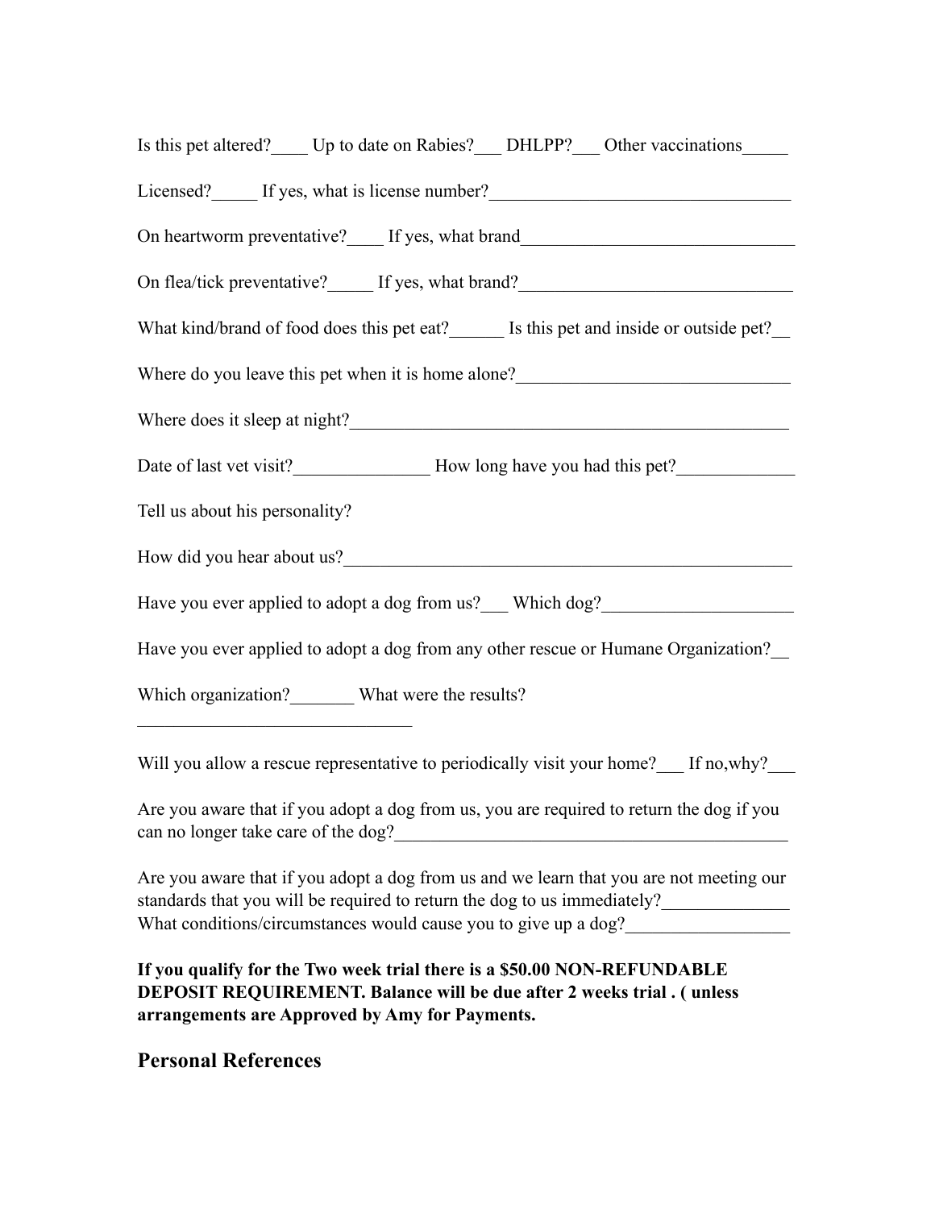Is this pet altered?____ Up to date on Rabies?___ DHLPP?___ Other vaccinations_____

Licensed?_____ If yes, what is license number?_________________________________

On heartworm preventative?____ If yes, what brand______________________________

On flea/tick preventative?_____ If yes, what brand?______________________________

What kind/brand of food does this pet eat?______ Is this pet and inside or outside pet?__

Where do you leave this pet when it is home alone?______________________________

Where does it sleep at night?_________________________________________________

Date of last vet visit?_______________ How long have you had this pet?_____________

Tell us about his personality?

How did you hear about us?__________________________________________________

Have you ever applied to adopt a dog from us?___ Which dog?_____________________

Have you ever applied to adopt a dog from any other rescue or Humane Organization?__

Which organization?_______ What were the results?
______________________________

Will you allow a rescue representative to periodically visit your home?___ If no,why?___

Are you aware that if you adopt a dog from us, you are required to return the dog if you can no longer take care of the dog?____________________________________________

Are you aware that if you adopt a dog from us and we learn that you are not meeting our standards that you will be required to return the dog to us immediately?______________
What conditions/circumstances would cause you to give up a dog?__________________

**If you qualify for the Two week trial there is a $50.00 NON-REFUNDABLE DEPOSIT REQUIREMENT. Balance will be due after 2 weeks trial . ( unless arrangements are Approved by Amy for Payments.**

## Personal References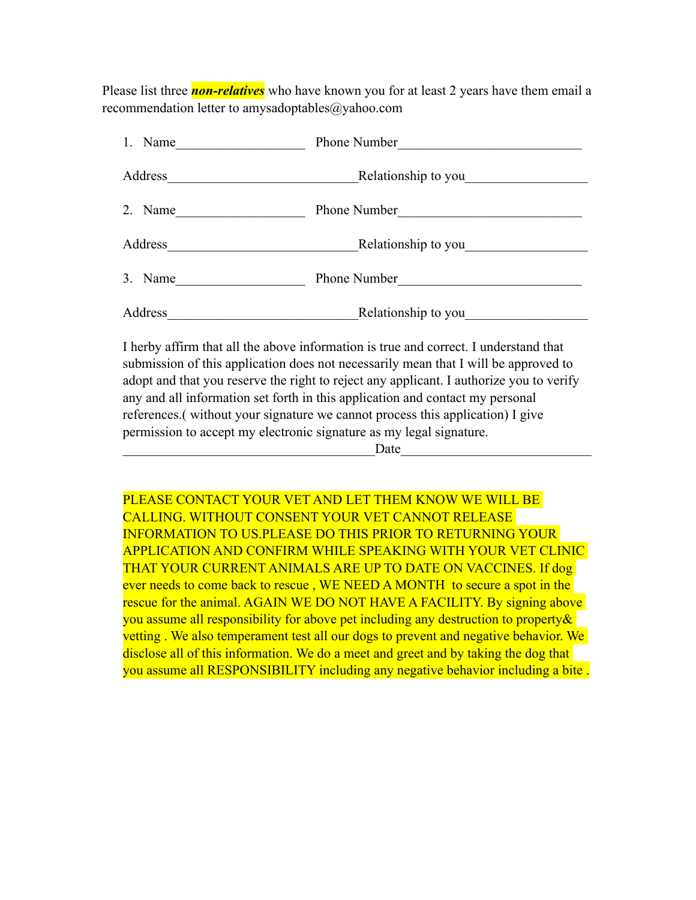Please list three ***non-relatives*** who have known you for at least 2 years have them email a recommendation letter to amysadoptables@yahoo.com

1. Name___________________ Phone Number__________________________

Address____________________________Relationship to you_________________

2. Name___________________ Phone Number__________________________

Address____________________________Relationship to you_________________

3. Name___________________ Phone Number__________________________

Address____________________________Relationship to you_________________

I herby affirm that all the above information is true and correct. I understand that submission of this application does not necessarily mean that I will be approved to adopt and that you reserve the right to reject any applicant. I authorize you to verify any and all information set forth in this application and contact my personal references.( without your signature we cannot process this application) I give permission to accept my electronic signature as my legal signature.
_____________________________________Date___________________________

PLEASE CONTACT YOUR VET AND LET THEM KNOW WE WILL BE CALLING. WITHOUT CONSENT YOUR VET CANNOT RELEASE INFORMATION TO US.PLEASE DO THIS PRIOR TO RETURNING YOUR APPLICATION AND CONFIRM WHILE SPEAKING WITH YOUR VET CLINIC THAT YOUR CURRENT ANIMALS ARE UP TO DATE ON VACCINES. If dog ever needs to come back to rescue , WE NEED A MONTH to secure a spot in the rescue for the animal. AGAIN WE DO NOT HAVE A FACILITY. By signing above you assume all responsibility for above pet including any destruction to property& vetting . We also temperament test all our dogs to prevent and negative behavior. We disclose all of this information. We do a meet and greet and by taking the dog that you assume all RESPONSIBILITY including any negative behavior including a bite .